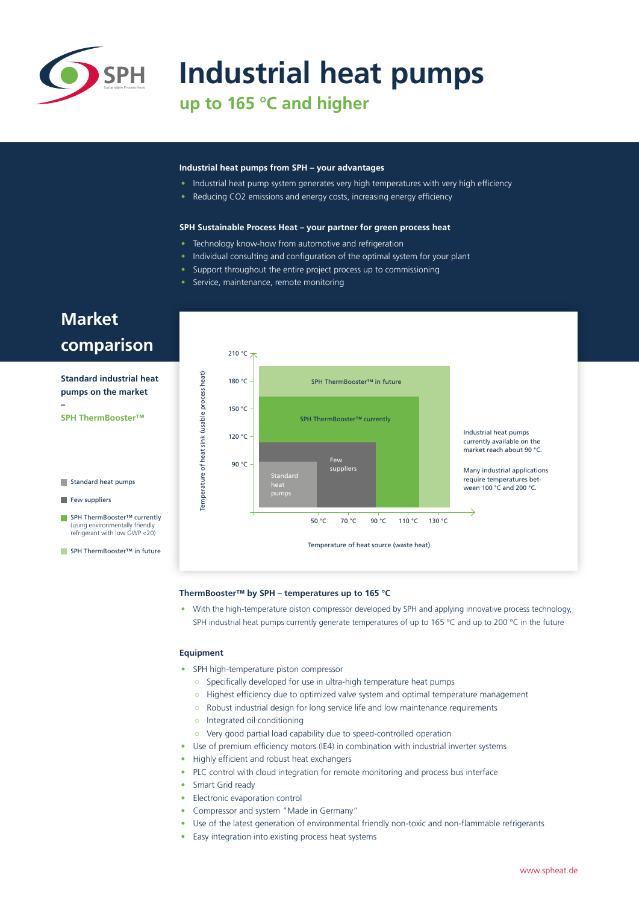# Industrial heat pumps

## up to 165 °C and higher

**Industrial heat pumps from SPH – your advantages**

- Industrial heat pump system generates very high temperatures with very high efficiency
- Reducing $CO_2$ emissions and energy costs, increasing energy efficiency

**SPH Sustainable Process Heat – your partner for green process heat**

- Technology know-how from automotive and refrigeration
- Individual consulting and configuration of the optimal system for your plant
- Support throughout the entire project process up to commissioning
- Service, maintenance, remote monitoring

## Market comparison

**Standard industrial heat pumps on the market – SPH ThermBooster™**

- Standard heat pumps
- Few suppliers
- SPH ThermBooster™ currently (using environmentally friendly refrigerant with low GWP <20)
- SPH ThermBooster™ in future

Temperature of heat sink (usable process heat): 90 °C, 120 °C, 150 °C, 180 °C, 210 °C

Temperature of heat source (waste heat): 50 °C, 70 °C, 90 °C, 110 °C, 130 °C

Standard heat pumps | Few suppliers | SPH ThermBooster™ currently | SPH ThermBooster™ in future

Industrial heat pumps currently available on the market reach about 90 °C.

Many industrial applications require temperatures between 100 °C and 200 °C.

**ThermBooster™ by SPH – temperatures up to 165 °C**

- With the high-temperature piston compressor developed by SPH and applying innovative process technology, SPH industrial heat pumps currently generate temperatures of up to 165 °C and up to 200 °C in the future

**Equipment**

- SPH high-temperature piston compressor
  - Specifically developed for use in ultra-high temperature heat pumps
  - Highest efficiency due to optimized valve system and optimal temperature management
  - Robust industrial design for long service life and low maintenance requirements
  - Integrated oil conditioning
  - Very good partial load capability due to speed-controlled operation
- Use of premium efficiency motors (IE4) in combination with industrial inverter systems
- Highly efficient and robust heat exchangers
- PLC control with cloud integration for remote monitoring and process bus interface
- Smart Grid ready
- Electronic evaporation control
- Compressor and system "Made in Germany"
- Use of the latest generation of environmental friendly non-toxic and non-flammable refrigerants
- Easy integration into existing process heat systems

www.spheat.de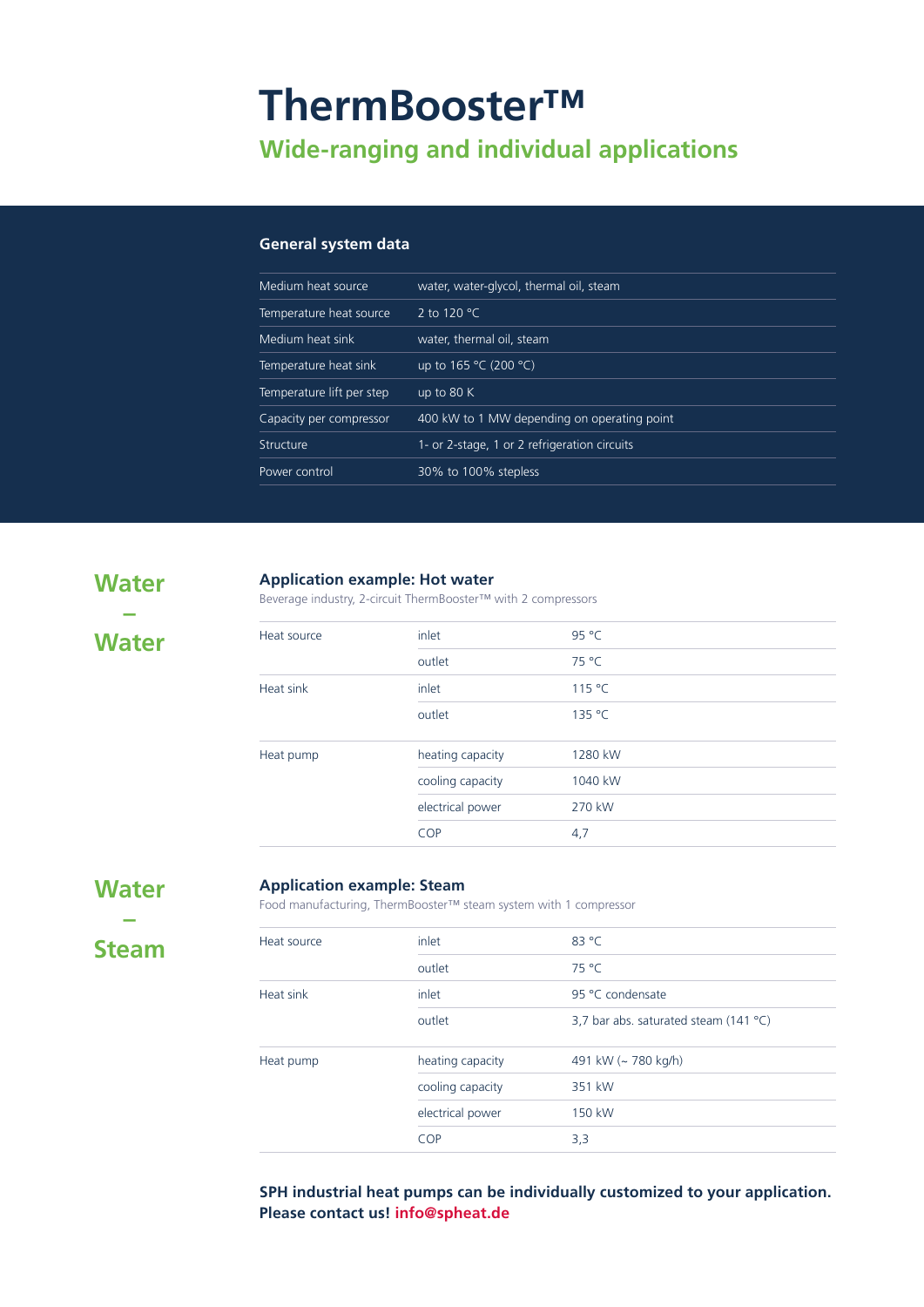# ThermBooster™

## Wide-ranging and individual applications

### General system data

| | |
|---|---|
| Medium heat source | water, water-glycol, thermal oil, steam |
| Temperature heat source | 2 to 120 °C |
| Medium heat sink | water, thermal oil, steam |
| Temperature heat sink | up to 165 °C (200 °C) |
| Temperature lift per step | up to 80 K |
| Capacity per compressor | 400 kW to 1 MW depending on operating point |
| Structure | 1- or 2-stage, 1 or 2 refrigeration circuits |
| Power control | 30% to 100% stepless |

## Water – Water

### Application example: Hot water

Beverage industry, 2-circuit ThermBooster™ with 2 compressors

| | | |
|---|---|---|
| Heat source | inlet | 95 °C |
| | outlet | 75 °C |
| Heat sink | inlet | 115 °C |
| | outlet | 135 °C |
| Heat pump | heating capacity | 1280 kW |
| | cooling capacity | 1040 kW |
| | electrical power | 270 kW |
| | COP | 4,7 |

## Water – Steam

### Application example: Steam

Food manufacturing, ThermBooster™ steam system with 1 compressor

| | | |
|---|---|---|
| Heat source | inlet | 83 °C |
| | outlet | 75 °C |
| Heat sink | inlet | 95 °C condensate |
| | outlet | 3,7 bar abs. saturated steam (141 °C) |
| Heat pump | heating capacity | 491 kW (~ 780 kg/h) |
| | cooling capacity | 351 kW |
| | electrical power | 150 kW |
| | COP | 3,3 |

**SPH industrial heat pumps can be individually customized to your application. Please contact us! info@spheat.de**